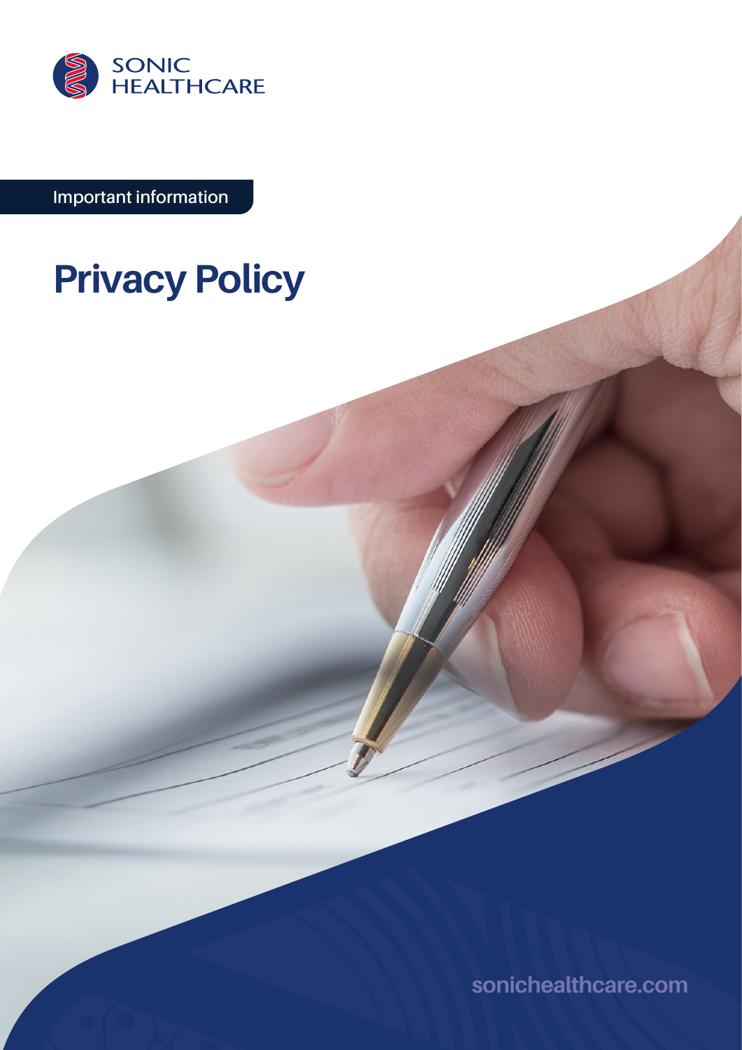SONIC HEALTHCARE

Important information

# Privacy Policy

sonichealthcare.com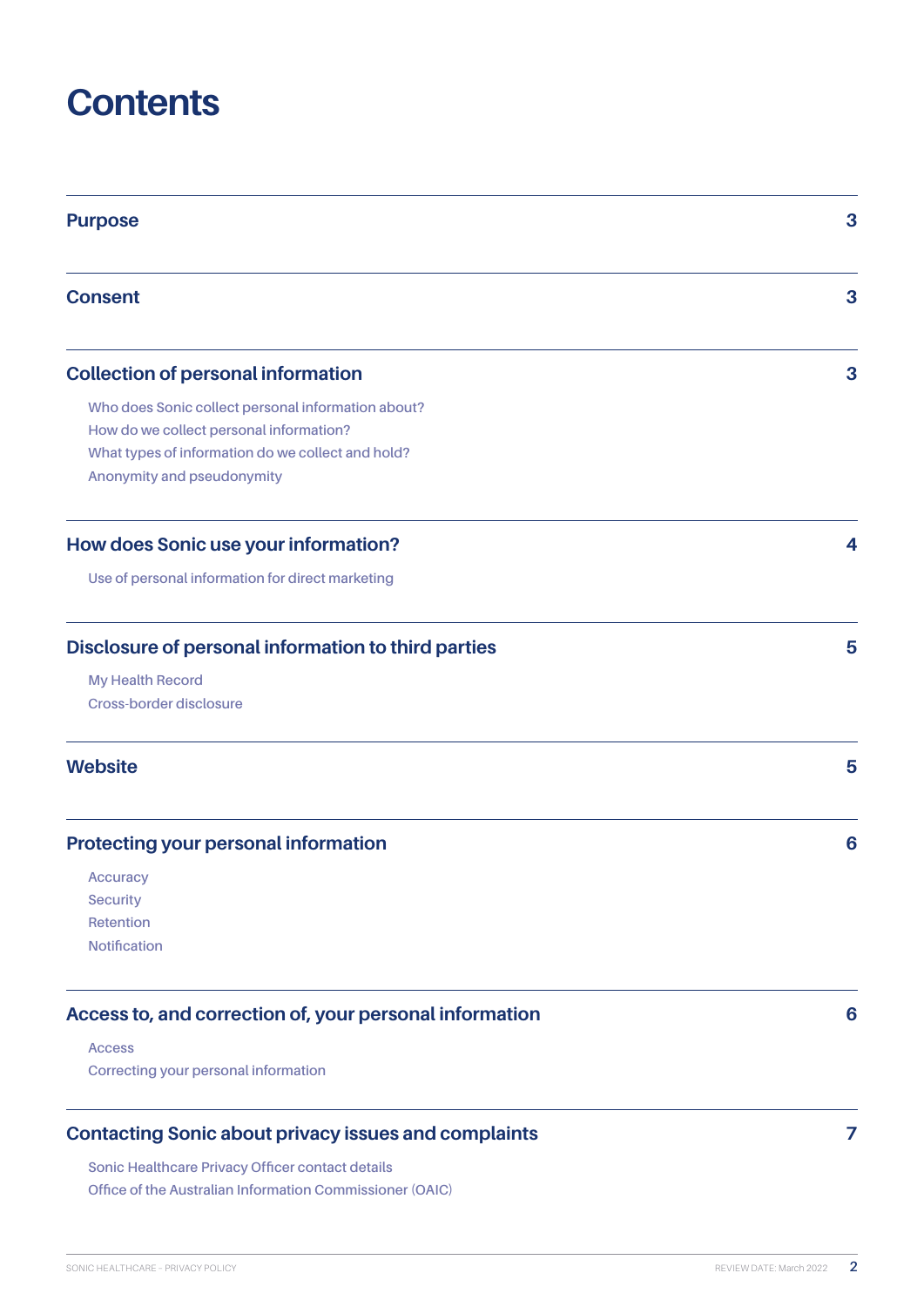# Contents

| | |
|---|---|
| **Purpose** | **3** |
| **Consent** | **3** |
| **Collection of personal information** | **3** |
| Who does Sonic collect personal information about? | |
| How do we collect personal information? | |
| What types of information do we collect and hold? | |
| Anonymity and pseudonymity | |
| **How does Sonic use your information?** | **4** |
| Use of personal information for direct marketing | |
| **Disclosure of personal information to third parties** | **5** |
| My Health Record | |
| Cross-border disclosure | |
| **Website** | **5** |
| **Protecting your personal information** | **6** |
| Accuracy | |
| Security | |
| Retention | |
| Notification | |
| **Access to, and correction of, your personal information** | **6** |
| Access | |
| Correcting your personal information | |
| **Contacting Sonic about privacy issues and complaints** | **7** |
| Sonic Healthcare Privacy Officer contact details | |
| Office of the Australian Information Commissioner (OAIC) | |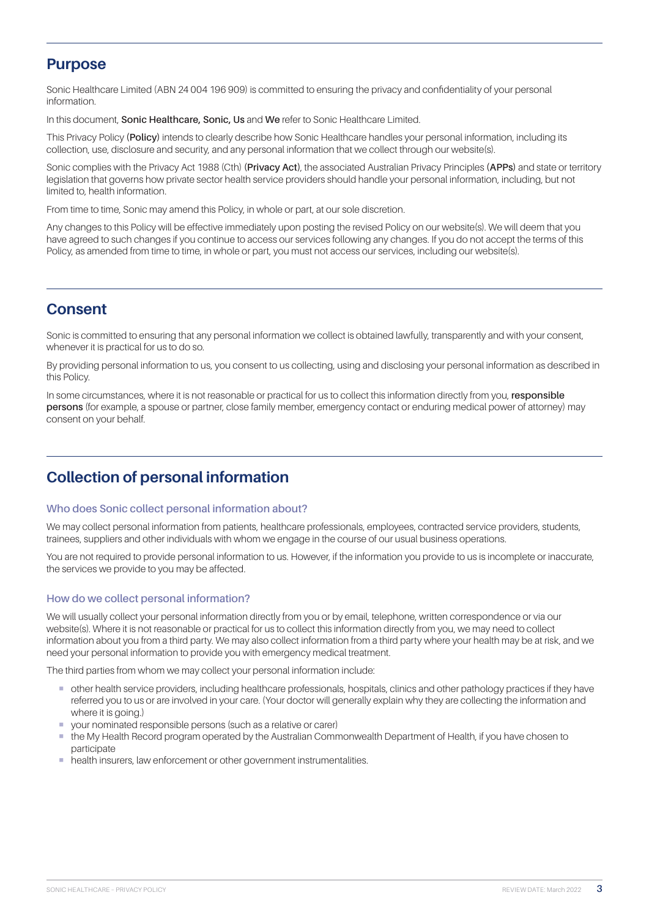## Purpose

Sonic Healthcare Limited (ABN 24 004 196 909) is committed to ensuring the privacy and confidentiality of your personal information.

In this document, **Sonic Healthcare, Sonic, Us** and **We** refer to Sonic Healthcare Limited.

This Privacy Policy (**Policy**) intends to clearly describe how Sonic Healthcare handles your personal information, including its collection, use, disclosure and security, and any personal information that we collect through our website(s).

Sonic complies with the Privacy Act 1988 (Cth) (**Privacy Act**), the associated Australian Privacy Principles (**APPs**) and state or territory legislation that governs how private sector health service providers should handle your personal information, including, but not limited to, health information.

From time to time, Sonic may amend this Policy, in whole or part, at our sole discretion.

Any changes to this Policy will be effective immediately upon posting the revised Policy on our website(s). We will deem that you have agreed to such changes if you continue to access our services following any changes. If you do not accept the terms of this Policy, as amended from time to time, in whole or part, you must not access our services, including our website(s).

## Consent

Sonic is committed to ensuring that any personal information we collect is obtained lawfully, transparently and with your consent, whenever it is practical for us to do so.

By providing personal information to us, you consent to us collecting, using and disclosing your personal information as described in this Policy.

In some circumstances, where it is not reasonable or practical for us to collect this information directly from you, **responsible persons** (for example, a spouse or partner, close family member, emergency contact or enduring medical power of attorney) may consent on your behalf.

## Collection of personal information

### Who does Sonic collect personal information about?

We may collect personal information from patients, healthcare professionals, employees, contracted service providers, students, trainees, suppliers and other individuals with whom we engage in the course of our usual business operations.

You are not required to provide personal information to us. However, if the information you provide to us is incomplete or inaccurate, the services we provide to you may be affected.

### How do we collect personal information?

We will usually collect your personal information directly from you or by email, telephone, written correspondence or via our website(s). Where it is not reasonable or practical for us to collect this information directly from you, we may need to collect information about you from a third party. We may also collect information from a third party where your health may be at risk, and we need your personal information to provide you with emergency medical treatment.

The third parties from whom we may collect your personal information include:

- other health service providers, including healthcare professionals, hospitals, clinics and other pathology practices if they have referred you to us or are involved in your care. (Your doctor will generally explain why they are collecting the information and where it is going.)
- your nominated responsible persons (such as a relative or carer)
- the My Health Record program operated by the Australian Commonwealth Department of Health, if you have chosen to participate
- health insurers, law enforcement or other government instrumentalities.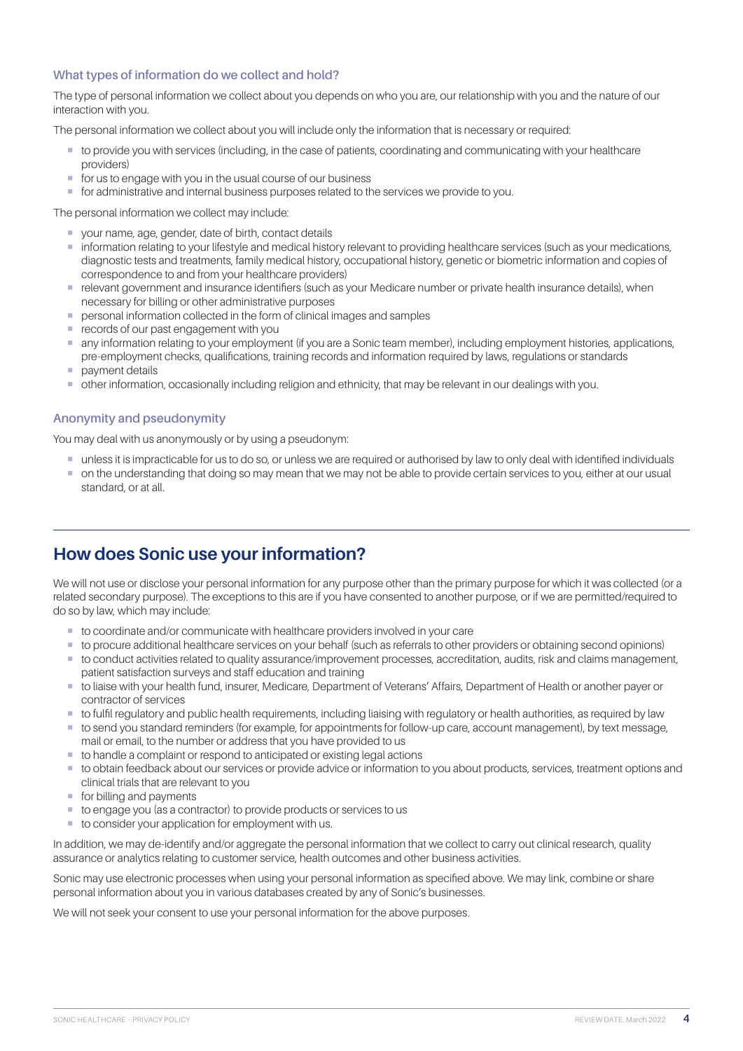### What types of information do we collect and hold?

The type of personal information we collect about you depends on who you are, our relationship with you and the nature of our interaction with you.

The personal information we collect about you will include only the information that is necessary or required:

- to provide you with services (including, in the case of patients, coordinating and communicating with your healthcare providers)
- for us to engage with you in the usual course of our business
- for administrative and internal business purposes related to the services we provide to you.

The personal information we collect may include:

- your name, age, gender, date of birth, contact details
- information relating to your lifestyle and medical history relevant to providing healthcare services (such as your medications, diagnostic tests and treatments, family medical history, occupational history, genetic or biometric information and copies of correspondence to and from your healthcare providers)
- relevant government and insurance identifiers (such as your Medicare number or private health insurance details), when necessary for billing or other administrative purposes
- personal information collected in the form of clinical images and samples
- records of our past engagement with you
- any information relating to your employment (if you are a Sonic team member), including employment histories, applications, pre-employment checks, qualifications, training records and information required by laws, regulations or standards
- payment details
- other information, occasionally including religion and ethnicity, that may be relevant in our dealings with you.

### Anonymity and pseudonymity

You may deal with us anonymously or by using a pseudonym:

- unless it is impracticable for us to do so, or unless we are required or authorised by law to only deal with identified individuals
- on the understanding that doing so may mean that we may not be able to provide certain services to you, either at our usual standard, or at all.

## How does Sonic use your information?

We will not use or disclose your personal information for any purpose other than the primary purpose for which it was collected (or a related secondary purpose). The exceptions to this are if you have consented to another purpose, or if we are permitted/required to do so by law, which may include:

- to coordinate and/or communicate with healthcare providers involved in your care
- to procure additional healthcare services on your behalf (such as referrals to other providers or obtaining second opinions)
- to conduct activities related to quality assurance/improvement processes, accreditation, audits, risk and claims management, patient satisfaction surveys and staff education and training
- to liaise with your health fund, insurer, Medicare, Department of Veterans' Affairs, Department of Health or another payer or contractor of services
- to fulfil regulatory and public health requirements, including liaising with regulatory or health authorities, as required by law
- to send you standard reminders (for example, for appointments for follow-up care, account management), by text message, mail or email, to the number or address that you have provided to us
- to handle a complaint or respond to anticipated or existing legal actions
- to obtain feedback about our services or provide advice or information to you about products, services, treatment options and clinical trials that are relevant to you
- for billing and payments
- to engage you (as a contractor) to provide products or services to us
- to consider your application for employment with us.

In addition, we may de-identify and/or aggregate the personal information that we collect to carry out clinical research, quality assurance or analytics relating to customer service, health outcomes and other business activities.

Sonic may use electronic processes when using your personal information as specified above. We may link, combine or share personal information about you in various databases created by any of Sonic's businesses.

We will not seek your consent to use your personal information for the above purposes.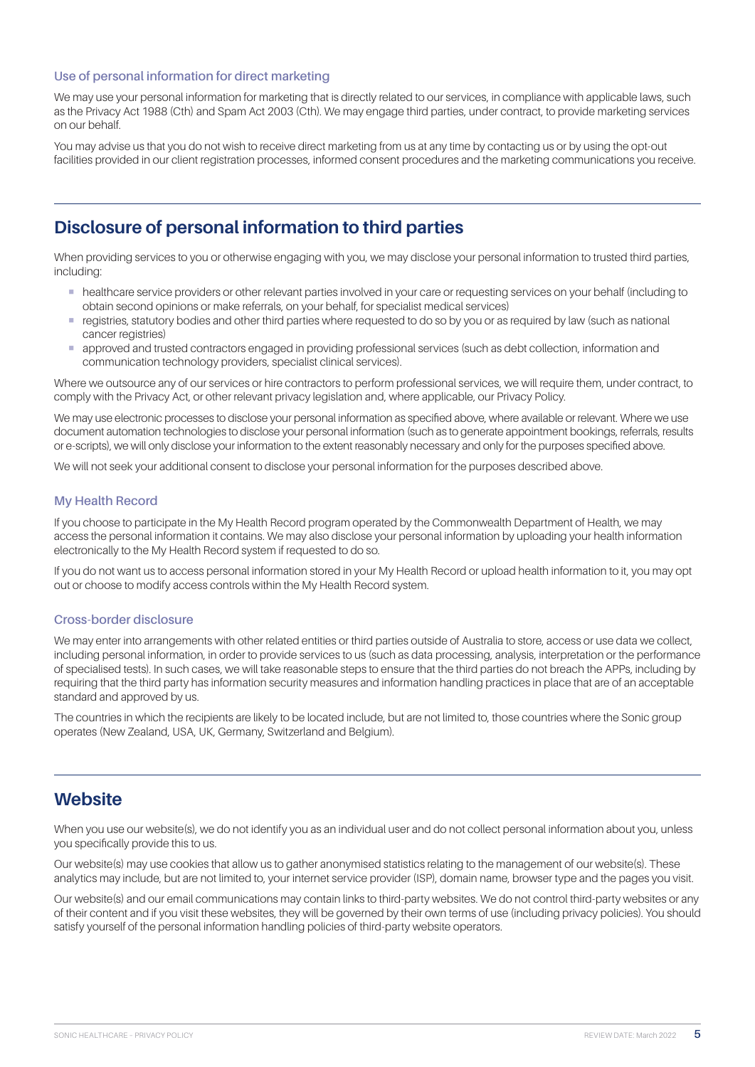### Use of personal information for direct marketing

We may use your personal information for marketing that is directly related to our services, in compliance with applicable laws, such as the Privacy Act 1988 (Cth) and Spam Act 2003 (Cth). We may engage third parties, under contract, to provide marketing services on our behalf.

You may advise us that you do not wish to receive direct marketing from us at any time by contacting us or by using the opt-out facilities provided in our client registration processes, informed consent procedures and the marketing communications you receive.

## Disclosure of personal information to third parties

When providing services to you or otherwise engaging with you, we may disclose your personal information to trusted third parties, including:

- healthcare service providers or other relevant parties involved in your care or requesting services on your behalf (including to obtain second opinions or make referrals, on your behalf, for specialist medical services)
- registries, statutory bodies and other third parties where requested to do so by you or as required by law (such as national cancer registries)
- approved and trusted contractors engaged in providing professional services (such as debt collection, information and communication technology providers, specialist clinical services).

Where we outsource any of our services or hire contractors to perform professional services, we will require them, under contract, to comply with the Privacy Act, or other relevant privacy legislation and, where applicable, our Privacy Policy.

We may use electronic processes to disclose your personal information as specified above, where available or relevant. Where we use document automation technologies to disclose your personal information (such as to generate appointment bookings, referrals, results or e-scripts), we will only disclose your information to the extent reasonably necessary and only for the purposes specified above.

We will not seek your additional consent to disclose your personal information for the purposes described above.

### My Health Record

If you choose to participate in the My Health Record program operated by the Commonwealth Department of Health, we may access the personal information it contains. We may also disclose your personal information by uploading your health information electronically to the My Health Record system if requested to do so.

If you do not want us to access personal information stored in your My Health Record or upload health information to it, you may opt out or choose to modify access controls within the My Health Record system.

### Cross-border disclosure

We may enter into arrangements with other related entities or third parties outside of Australia to store, access or use data we collect, including personal information, in order to provide services to us (such as data processing, analysis, interpretation or the performance of specialised tests). In such cases, we will take reasonable steps to ensure that the third parties do not breach the APPs, including by requiring that the third party has information security measures and information handling practices in place that are of an acceptable standard and approved by us.

The countries in which the recipients are likely to be located include, but are not limited to, those countries where the Sonic group operates (New Zealand, USA, UK, Germany, Switzerland and Belgium).

## Website

When you use our website(s), we do not identify you as an individual user and do not collect personal information about you, unless you specifically provide this to us.

Our website(s) may use cookies that allow us to gather anonymised statistics relating to the management of our website(s). These analytics may include, but are not limited to, your internet service provider (ISP), domain name, browser type and the pages you visit.

Our website(s) and our email communications may contain links to third-party websites. We do not control third-party websites or any of their content and if you visit these websites, they will be governed by their own terms of use (including privacy policies). You should satisfy yourself of the personal information handling policies of third-party website operators.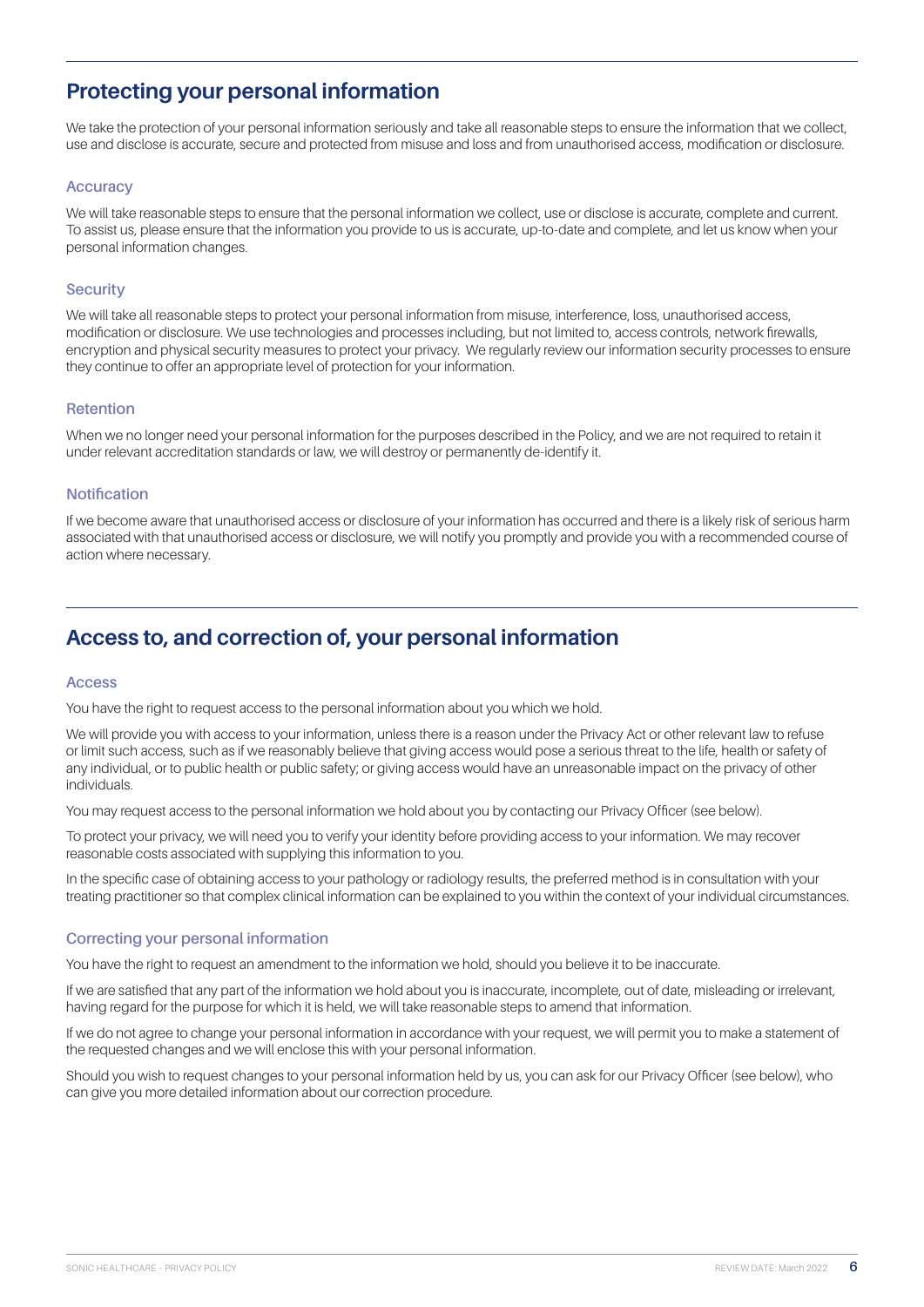## Protecting your personal information

We take the protection of your personal information seriously and take all reasonable steps to ensure the information that we collect, use and disclose is accurate, secure and protected from misuse and loss and from unauthorised access, modification or disclosure.

### Accuracy

We will take reasonable steps to ensure that the personal information we collect, use or disclose is accurate, complete and current. To assist us, please ensure that the information you provide to us is accurate, up-to-date and complete, and let us know when your personal information changes.

### Security

We will take all reasonable steps to protect your personal information from misuse, interference, loss, unauthorised access, modification or disclosure. We use technologies and processes including, but not limited to, access controls, network firewalls, encryption and physical security measures to protect your privacy. We regularly review our information security processes to ensure they continue to offer an appropriate level of protection for your information.

### Retention

When we no longer need your personal information for the purposes described in the Policy, and we are not required to retain it under relevant accreditation standards or law, we will destroy or permanently de-identify it.

### Notification

If we become aware that unauthorised access or disclosure of your information has occurred and there is a likely risk of serious harm associated with that unauthorised access or disclosure, we will notify you promptly and provide you with a recommended course of action where necessary.

## Access to, and correction of, your personal information

### Access

You have the right to request access to the personal information about you which we hold.

We will provide you with access to your information, unless there is a reason under the Privacy Act or other relevant law to refuse or limit such access, such as if we reasonably believe that giving access would pose a serious threat to the life, health or safety of any individual, or to public health or public safety; or giving access would have an unreasonable impact on the privacy of other individuals.

You may request access to the personal information we hold about you by contacting our Privacy Officer (see below).

To protect your privacy, we will need you to verify your identity before providing access to your information. We may recover reasonable costs associated with supplying this information to you.

In the specific case of obtaining access to your pathology or radiology results, the preferred method is in consultation with your treating practitioner so that complex clinical information can be explained to you within the context of your individual circumstances.

### Correcting your personal information

You have the right to request an amendment to the information we hold, should you believe it to be inaccurate.

If we are satisfied that any part of the information we hold about you is inaccurate, incomplete, out of date, misleading or irrelevant, having regard for the purpose for which it is held, we will take reasonable steps to amend that information.

If we do not agree to change your personal information in accordance with your request, we will permit you to make a statement of the requested changes and we will enclose this with your personal information.

Should you wish to request changes to your personal information held by us, you can ask for our Privacy Officer (see below), who can give you more detailed information about our correction procedure.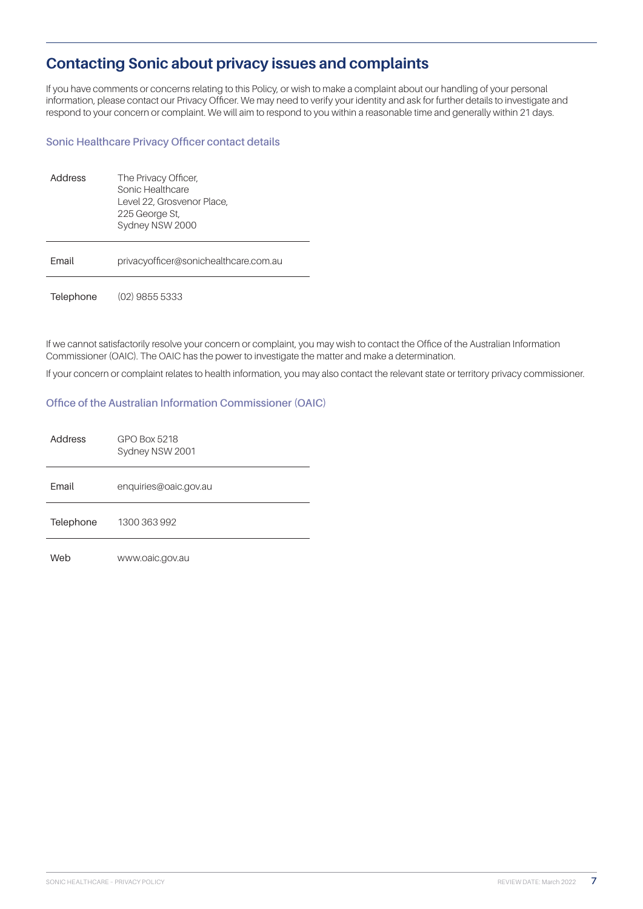## Contacting Sonic about privacy issues and complaints

If you have comments or concerns relating to this Policy, or wish to make a complaint about our handling of your personal information, please contact our Privacy Officer. We may need to verify your identity and ask for further details to investigate and respond to your concern or complaint. We will aim to respond to you within a reasonable time and generally within 21 days.

### Sonic Healthcare Privacy Officer contact details

| | |
|---|---|
| Address | The Privacy Officer,<br>Sonic Healthcare<br>Level 22, Grosvenor Place,<br>225 George St,<br>Sydney NSW 2000 |
| Email | privacyofficer@sonichealthcare.com.au |
| Telephone | (02) 9855 5333 |

If we cannot satisfactorily resolve your concern or complaint, you may wish to contact the Office of the Australian Information Commissioner (OAIC). The OAIC has the power to investigate the matter and make a determination.

If your concern or complaint relates to health information, you may also contact the relevant state or territory privacy commissioner.

### Office of the Australian Information Commissioner (OAIC)

| | |
|---|---|
| Address | GPO Box 5218<br>Sydney NSW 2001 |
| Email | enquiries@oaic.gov.au |
| Telephone | 1300 363 992 |
| Web | www.oaic.gov.au |